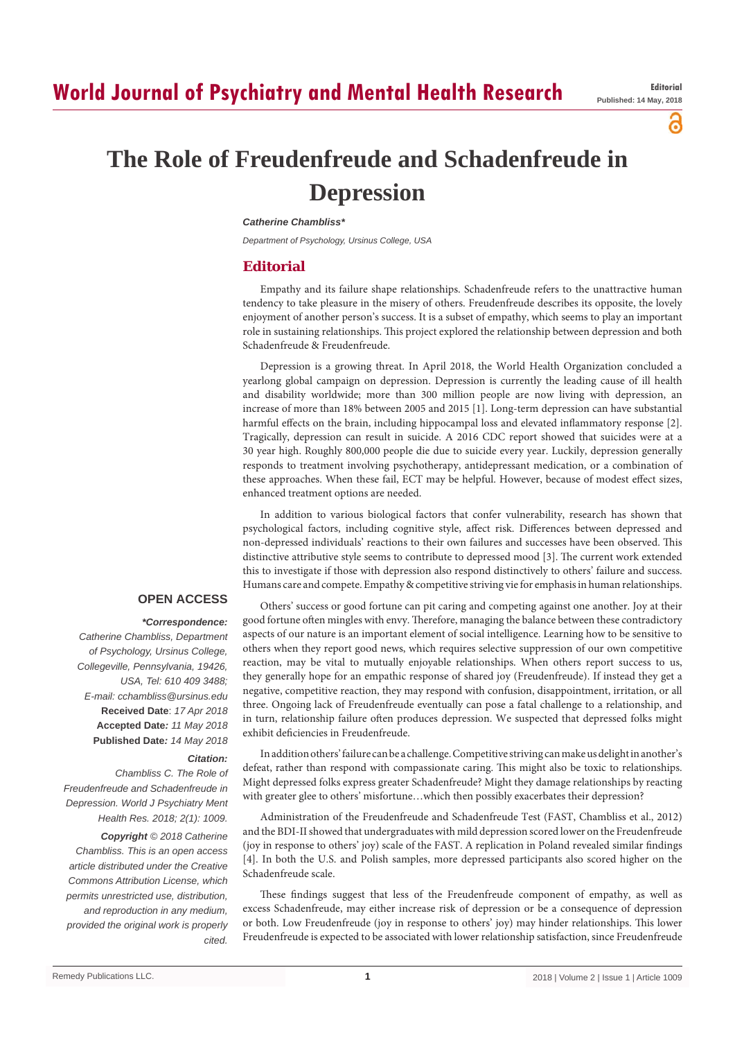# The Role of Freudenfreude and Schadenfreude in Depression

***Catherine Chambliss****

*Department of Psychology, Ursinus College, USA*

## Editorial

Empathy and its failure shape relationships. Schadenfreude refers to the unattractive human tendency to take pleasure in the misery of others. Freudenfreude describes its opposite, the lovely enjoyment of another person's success. It is a subset of empathy, which seems to play an important role in sustaining relationships. This project explored the relationship between depression and both Schadenfreude & Freudenfreude.

Depression is a growing threat. In April 2018, the World Health Organization concluded a yearlong global campaign on depression. Depression is currently the leading cause of ill health and disability worldwide; more than 300 million people are now living with depression, an increase of more than 18% between 2005 and 2015 [1]. Long-term depression can have substantial harmful effects on the brain, including hippocampal loss and elevated inflammatory response [2]. Tragically, depression can result in suicide. A 2016 CDC report showed that suicides were at a 30 year high. Roughly 800,000 people die due to suicide every year. Luckily, depression generally responds to treatment involving psychotherapy, antidepressant medication, or a combination of these approaches. When these fail, ECT may be helpful. However, because of modest effect sizes, enhanced treatment options are needed.

In addition to various biological factors that confer vulnerability, research has shown that psychological factors, including cognitive style, affect risk. Differences between depressed and non-depressed individuals' reactions to their own failures and successes have been observed. This distinctive attributive style seems to contribute to depressed mood [3]. The current work extended this to investigate if those with depression also respond distinctively to others' failure and success. Humans care and compete. Empathy & competitive striving vie for emphasis in human relationships.

Others' success or good fortune can pit caring and competing against one another. Joy at their good fortune often mingles with envy. Therefore, managing the balance between these contradictory aspects of our nature is an important element of social intelligence. Learning how to be sensitive to others when they report good news, which requires selective suppression of our own competitive reaction, may be vital to mutually enjoyable relationships. When others report success to us, they generally hope for an empathic response of shared joy (Freudenfreude). If instead they get a negative, competitive reaction, they may respond with confusion, disappointment, irritation, or all three. Ongoing lack of Freudenfreude eventually can pose a fatal challenge to a relationship, and in turn, relationship failure often produces depression. We suspected that depressed folks might exhibit deficiencies in Freudenfreude.

In addition others' failure can be a challenge. Competitive striving can make us delight in another's defeat, rather than respond with compassionate caring. This might also be toxic to relationships. Might depressed folks express greater Schadenfreude? Might they damage relationships by reacting with greater glee to others' misfortune…which then possibly exacerbates their depression?

Administration of the Freudenfreude and Schadenfreude Test (FAST, Chambliss et al., 2012) and the BDI-II showed that undergraduates with mild depression scored lower on the Freudenfreude (joy in response to others' joy) scale of the FAST. A replication in Poland revealed similar findings [4]. In both the U.S. and Polish samples, more depressed participants also scored higher on the Schadenfreude scale.

These findings suggest that less of the Freudenfreude component of empathy, as well as excess Schadenfreude, may either increase risk of depression or be a consequence of depression or both. Low Freudenfreude (joy in response to others' joy) may hinder relationships. This lower Freudenfreude is expected to be associated with lower relationship satisfaction, since Freudenfreude

**OPEN ACCESS**

***\*Correspondence:***

*Catherine Chambliss, Department of Psychology, Ursinus College, Collegeville, Pennsylvania, 19426, USA, Tel: 610 409 3488; E-mail: cchambliss@ursinus.edu*

**Received Date**: *17 Apr 2018*

**Accepted Date***: 11 May 2018*

**Published Date***: 14 May 2018*

***Citation:***

*Chambliss C. The Role of Freudenfreude and Schadenfreude in Depression. World J Psychiatry Ment Health Res. 2018; 2(1): 1009.*

***Copyright** © 2018 Catherine Chambliss. This is an open access article distributed under the Creative Commons Attribution License, which permits unrestricted use, distribution, and reproduction in any medium, provided the original work is properly cited.*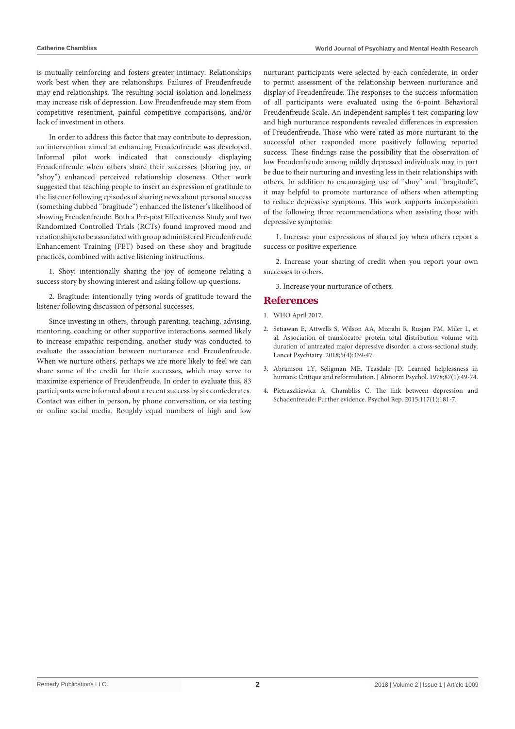is mutually reinforcing and fosters greater intimacy. Relationships work best when they are relationships. Failures of Freudenfreude may end relationships. The resulting social isolation and loneliness may increase risk of depression. Low Freudenfreude may stem from competitive resentment, painful competitive comparisons, and/or lack of investment in others.

In order to address this factor that may contribute to depression, an intervention aimed at enhancing Freudenfreude was developed. Informal pilot work indicated that consciously displaying Freudenfreude when others share their successes (sharing joy, or "shoy") enhanced perceived relationship closeness. Other work suggested that teaching people to insert an expression of gratitude to the listener following episodes of sharing news about personal success (something dubbed "bragitude") enhanced the listener's likelihood of showing Freudenfreude. Both a Pre-post Effectiveness Study and two Randomized Controlled Trials (RCTs) found improved mood and relationships to be associated with group administered Freudenfreude Enhancement Training (FET) based on these shoy and bragitude practices, combined with active listening instructions.

1. Shoy: intentionally sharing the joy of someone relating a success story by showing interest and asking follow-up questions.

2. Bragitude: intentionally tying words of gratitude toward the listener following discussion of personal successes.

Since investing in others, through parenting, teaching, advising, mentoring, coaching or other supportive interactions, seemed likely to increase empathic responding, another study was conducted to evaluate the association between nurturance and Freudenfreude. When we nurture others, perhaps we are more likely to feel we can share some of the credit for their successes, which may serve to maximize experience of Freudenfreude. In order to evaluate this, 83 participants were informed about a recent success by six confederates. Contact was either in person, by phone conversation, or via texting or online social media. Roughly equal numbers of high and low nurturant participants were selected by each confederate, in order to permit assessment of the relationship between nurturance and display of Freudenfreude. The responses to the success information of all participants were evaluated using the 6-point Behavioral Freudenfreude Scale. An independent samples t-test comparing low and high nurturance respondents revealed differences in expression of Freudenfreude. Those who were rated as more nurturant to the successful other responded more positively following reported success. These findings raise the possibility that the observation of low Freudenfreude among mildly depressed individuals may in part be due to their nurturing and investing less in their relationships with others. In addition to encouraging use of "shoy" and "bragitude", it may helpful to promote nurturance of others when attempting to reduce depressive symptoms. This work supports incorporation of the following three recommendations when assisting those with depressive symptoms:

1. Increase your expressions of shared joy when others report a success or positive experience.

2. Increase your sharing of credit when you report your own successes to others.

3. Increase your nurturance of others.

## References

1. WHO April 2017.
2. Setiawan E, Attwells S, Wilson AA, Mizrahi R, Rusjan PM, Miler L, et al. Association of translocator protein total distribution volume with duration of untreated major depressive disorder: a cross-sectional study. Lancet Psychiatry. 2018;5(4):339-47.
3. Abramson LY, Seligman ME, Teasdale JD. Learned helplessness in humans: Critique and reformulation. J Abnorm Psychol. 1978;87(1):49-74.
4. Pietraszkiewicz A, Chambliss C. The link between depression and Schadenfreude: Further evidence. Psychol Rep. 2015;117(1):181-7.